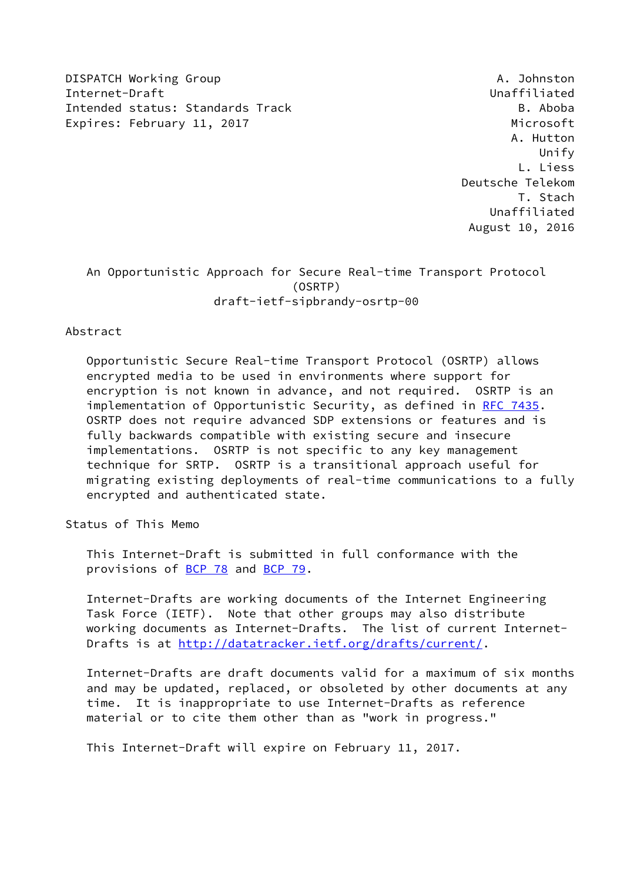DISPATCH Working Group A. Johnston
Internet-Draft Unaffiliated
Intended status: Standards Track B. Aboba
Expires: February 11, 2017 Microsoft

A. Hutton
Unify
L. Liess
Deutsche Telekom
T. Stach
Unaffiliated
August 10, 2016

# An Opportunistic Approach for Secure Real-time Transport Protocol (OSRTP)

draft-ietf-sipbrandy-osrtp-00

## Abstract

Opportunistic Secure Real-time Transport Protocol (OSRTP) allows encrypted media to be used in environments where support for encryption is not known in advance, and not required. OSRTP is an implementation of Opportunistic Security, as defined in RFC 7435. OSRTP does not require advanced SDP extensions or features and is fully backwards compatible with existing secure and insecure implementations. OSRTP is not specific to any key management technique for SRTP. OSRTP is a transitional approach useful for migrating existing deployments of real-time communications to a fully encrypted and authenticated state.

## Status of This Memo

This Internet-Draft is submitted in full conformance with the provisions of BCP 78 and BCP 79.

Internet-Drafts are working documents of the Internet Engineering Task Force (IETF). Note that other groups may also distribute working documents as Internet-Drafts. The list of current Internet-Drafts is at http://datatracker.ietf.org/drafts/current/.

Internet-Drafts are draft documents valid for a maximum of six months and may be updated, replaced, or obsoleted by other documents at any time. It is inappropriate to use Internet-Drafts as reference material or to cite them other than as "work in progress."

This Internet-Draft will expire on February 11, 2017.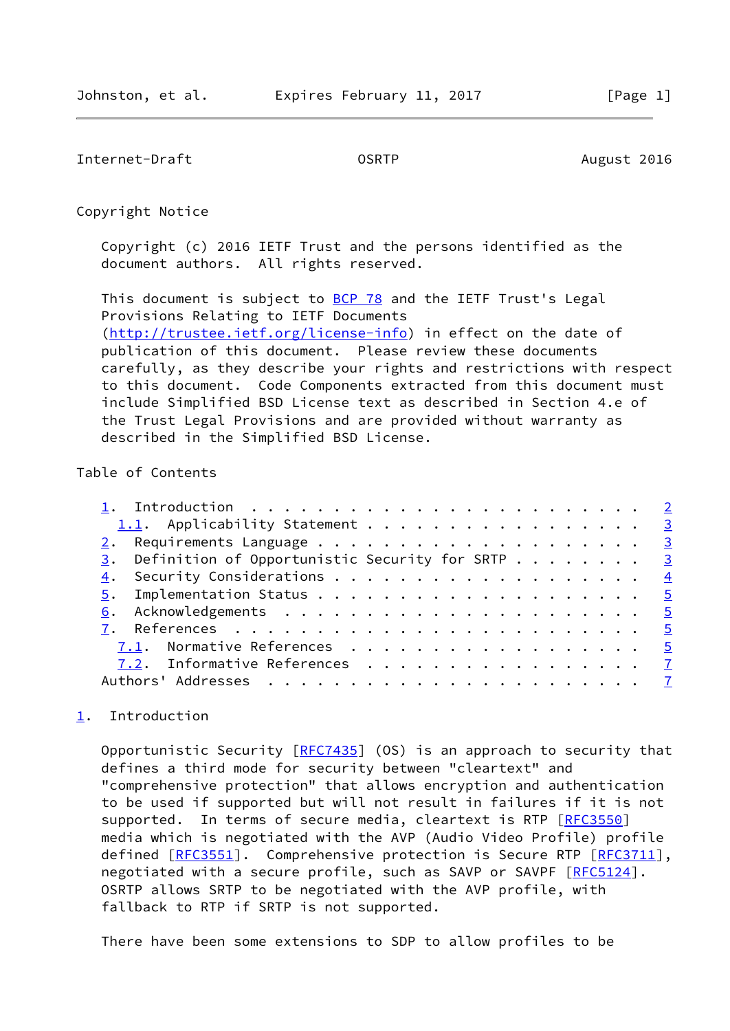Copyright Notice

Copyright (c) 2016 IETF Trust and the persons identified as the document authors. All rights reserved.

This document is subject to BCP 78 and the IETF Trust's Legal Provisions Relating to IETF Documents (http://trustee.ietf.org/license-info) in effect on the date of publication of this document. Please review these documents carefully, as they describe your rights and restrictions with respect to this document. Code Components extracted from this document must include Simplified BSD License text as described in Section 4.e of the Trust Legal Provisions and are provided without warranty as described in the Simplified BSD License.

Table of Contents

```
1.  Introduction . . . . . . . . . . . . . . . . . . . . . . . .   2
  1.1.  Applicability Statement . . . . . . . . . . . . . . . . .   3
2.  Requirements Language . . . . . . . . . . . . . . . . . . . .   3
3.  Definition of Opportunistic Security for SRTP . . . . . . . .   3
4.  Security Considerations . . . . . . . . . . . . . . . . . . .   4
5.  Implementation Status . . . . . . . . . . . . . . . . . . . .   5
6.  Acknowledgements  . . . . . . . . . . . . . . . . . . . . . .   5
7.  References  . . . . . . . . . . . . . . . . . . . . . . . . .   5
  7.1.  Normative References  . . . . . . . . . . . . . . . . . .   5
  7.2.  Informative References  . . . . . . . . . . . . . . . . .   7
Authors' Addresses  . . . . . . . . . . . . . . . . . . . . . . .   7
```

## 1. Introduction

Opportunistic Security [RFC7435] (OS) is an approach to security that defines a third mode for security between "cleartext" and "comprehensive protection" that allows encryption and authentication to be used if supported but will not result in failures if it is not supported. In terms of secure media, cleartext is RTP [RFC3550] media which is negotiated with the AVP (Audio Video Profile) profile defined [RFC3551]. Comprehensive protection is Secure RTP [RFC3711], negotiated with a secure profile, such as SAVP or SAVPF [RFC5124]. OSRTP allows SRTP to be negotiated with the AVP profile, with fallback to RTP if SRTP is not supported.

There have been some extensions to SDP to allow profiles to be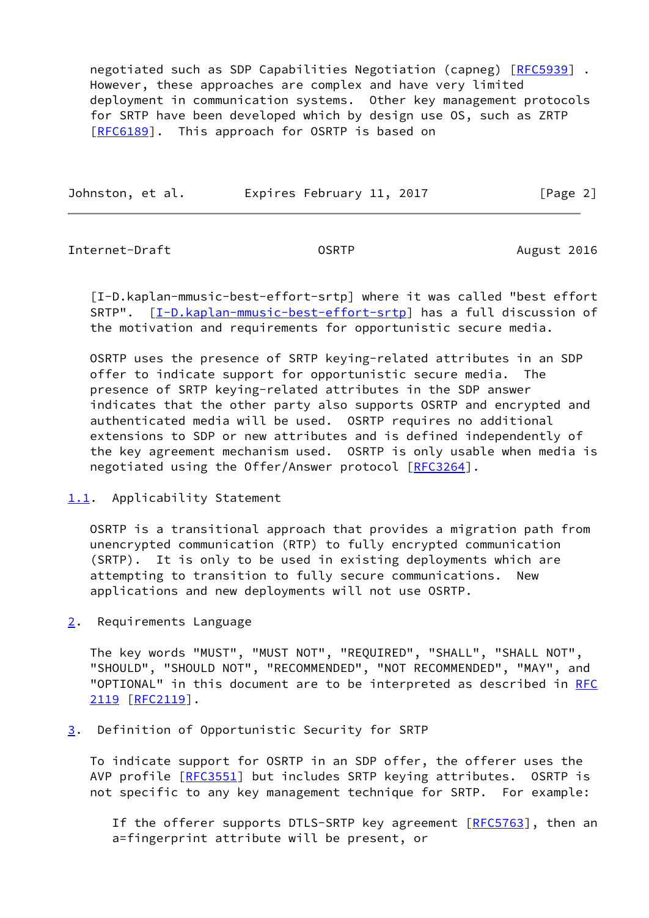negotiated such as SDP Capabilities Negotiation (capneg) [RFC5939] . However, these approaches are complex and have very limited deployment in communication systems. Other key management protocols for SRTP have been developed which by design use OS, such as ZRTP [RFC6189]. This approach for OSRTP is based on [I-D.kaplan-mmusic-best-effort-srtp] where it was called "best effort SRTP". [I-D.kaplan-mmusic-best-effort-srtp] has a full discussion of the motivation and requirements for opportunistic secure media.

OSRTP uses the presence of SRTP keying-related attributes in an SDP offer to indicate support for opportunistic secure media. The presence of SRTP keying-related attributes in the SDP answer indicates that the other party also supports OSRTP and encrypted and authenticated media will be used. OSRTP requires no additional extensions to SDP or new attributes and is defined independently of the key agreement mechanism used. OSRTP is only usable when media is negotiated using the Offer/Answer protocol [RFC3264].

### 1.1. Applicability Statement

OSRTP is a transitional approach that provides a migration path from unencrypted communication (RTP) to fully encrypted communication (SRTP). It is only to be used in existing deployments which are attempting to transition to fully secure communications. New applications and new deployments will not use OSRTP.

## 2. Requirements Language

The key words "MUST", "MUST NOT", "REQUIRED", "SHALL", "SHALL NOT", "SHOULD", "SHOULD NOT", "RECOMMENDED", "NOT RECOMMENDED", "MAY", and "OPTIONAL" in this document are to be interpreted as described in RFC 2119 [RFC2119].

## 3. Definition of Opportunistic Security for SRTP

To indicate support for OSRTP in an SDP offer, the offerer uses the AVP profile [RFC3551] but includes SRTP keying attributes. OSRTP is not specific to any key management technique for SRTP. For example:

> If the offerer supports DTLS-SRTP key agreement [RFC5763], then an a=fingerprint attribute will be present, or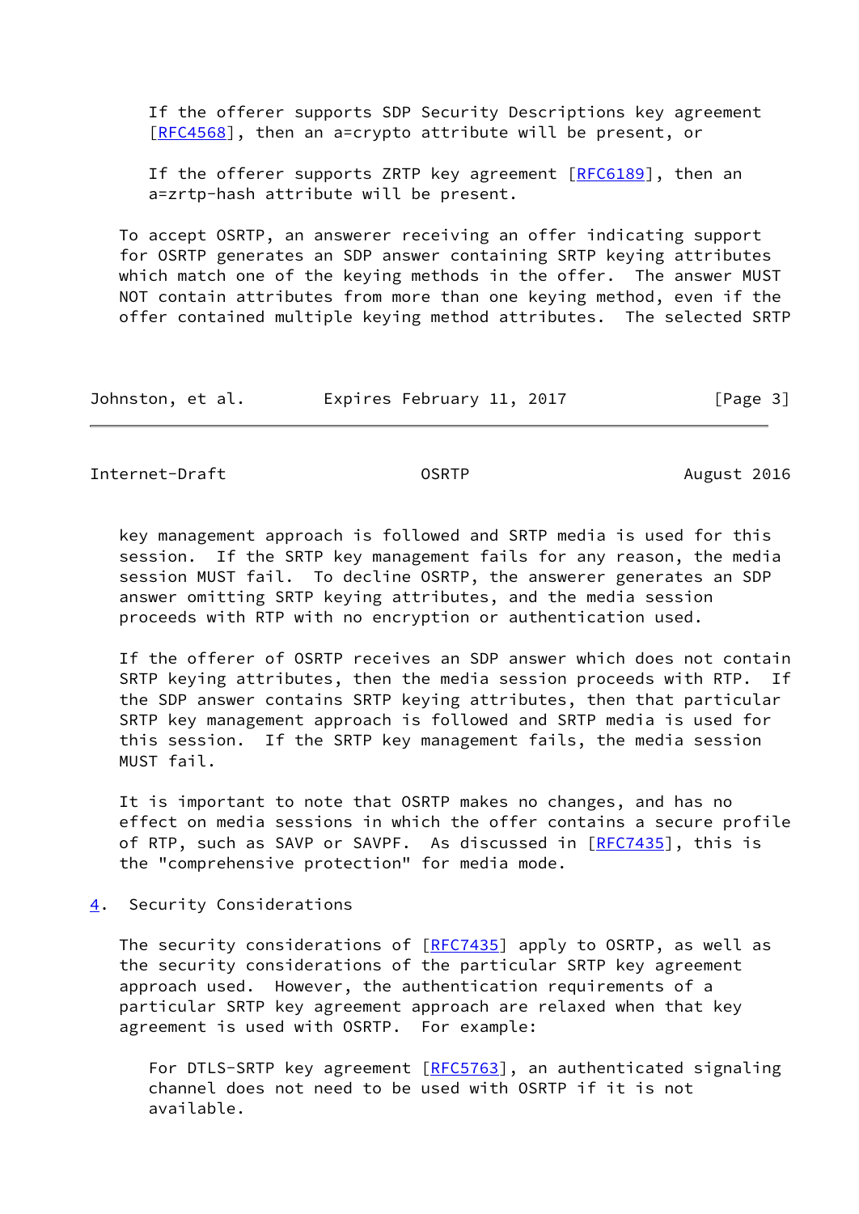If the offerer supports SDP Security Descriptions key agreement [RFC4568], then an a=crypto attribute will be present, or

If the offerer supports ZRTP key agreement [RFC6189], then an a=zrtp-hash attribute will be present.

To accept OSRTP, an answerer receiving an offer indicating support for OSRTP generates an SDP answer containing SRTP keying attributes which match one of the keying methods in the offer. The answer MUST NOT contain attributes from more than one keying method, even if the offer contained multiple keying method attributes. The selected SRTP key management approach is followed and SRTP media is used for this session. If the SRTP key management fails for any reason, the media session MUST fail. To decline OSRTP, the answerer generates an SDP answer omitting SRTP keying attributes, and the media session proceeds with RTP with no encryption or authentication used.

If the offerer of OSRTP receives an SDP answer which does not contain SRTP keying attributes, then the media session proceeds with RTP. If the SDP answer contains SRTP keying attributes, then that particular SRTP key management approach is followed and SRTP media is used for this session. If the SRTP key management fails, the media session MUST fail.

It is important to note that OSRTP makes no changes, and has no effect on media sessions in which the offer contains a secure profile of RTP, such as SAVP or SAVPF. As discussed in [RFC7435], this is the "comprehensive protection" for media mode.

## 4. Security Considerations

The security considerations of [RFC7435] apply to OSRTP, as well as the security considerations of the particular SRTP key agreement approach used. However, the authentication requirements of a particular SRTP key agreement approach are relaxed when that key agreement is used with OSRTP. For example:

For DTLS-SRTP key agreement [RFC5763], an authenticated signaling channel does not need to be used with OSRTP if it is not available.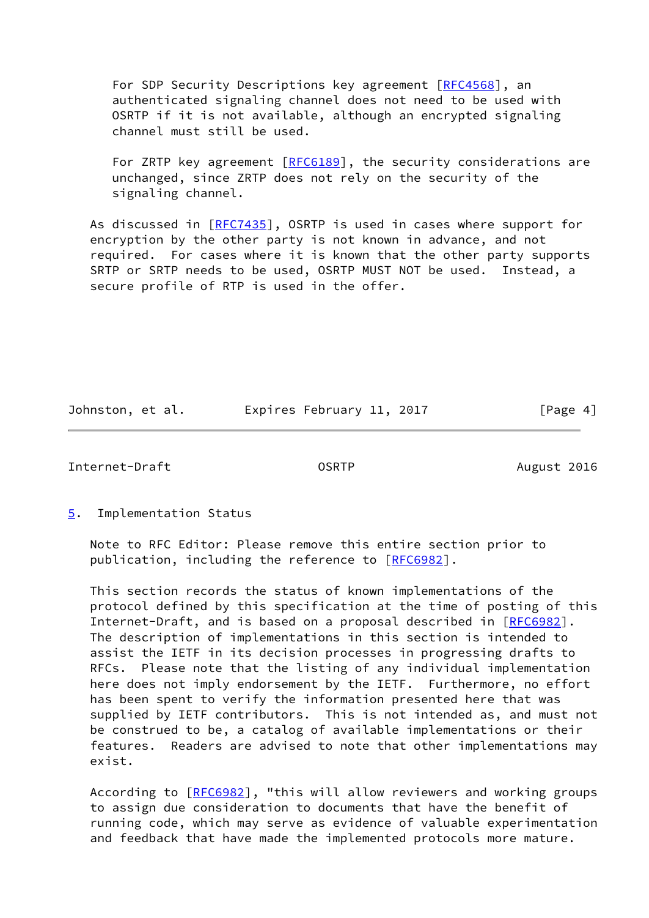For SDP Security Descriptions key agreement [RFC4568], an authenticated signaling channel does not need to be used with OSRTP if it is not available, although an encrypted signaling channel must still be used.

For ZRTP key agreement [RFC6189], the security considerations are unchanged, since ZRTP does not rely on the security of the signaling channel.

As discussed in [RFC7435], OSRTP is used in cases where support for encryption by the other party is not known in advance, and not required. For cases where it is known that the other party supports SRTP or SRTP needs to be used, OSRTP MUST NOT be used. Instead, a secure profile of RTP is used in the offer.

## 5. Implementation Status

Note to RFC Editor: Please remove this entire section prior to publication, including the reference to [RFC6982].

This section records the status of known implementations of the protocol defined by this specification at the time of posting of this Internet-Draft, and is based on a proposal described in [RFC6982]. The description of implementations in this section is intended to assist the IETF in its decision processes in progressing drafts to RFCs. Please note that the listing of any individual implementation here does not imply endorsement by the IETF. Furthermore, no effort has been spent to verify the information presented here that was supplied by IETF contributors. This is not intended as, and must not be construed to be, a catalog of available implementations or their features. Readers are advised to note that other implementations may exist.

According to [RFC6982], "this will allow reviewers and working groups to assign due consideration to documents that have the benefit of running code, which may serve as evidence of valuable experimentation and feedback that have made the implemented protocols more mature.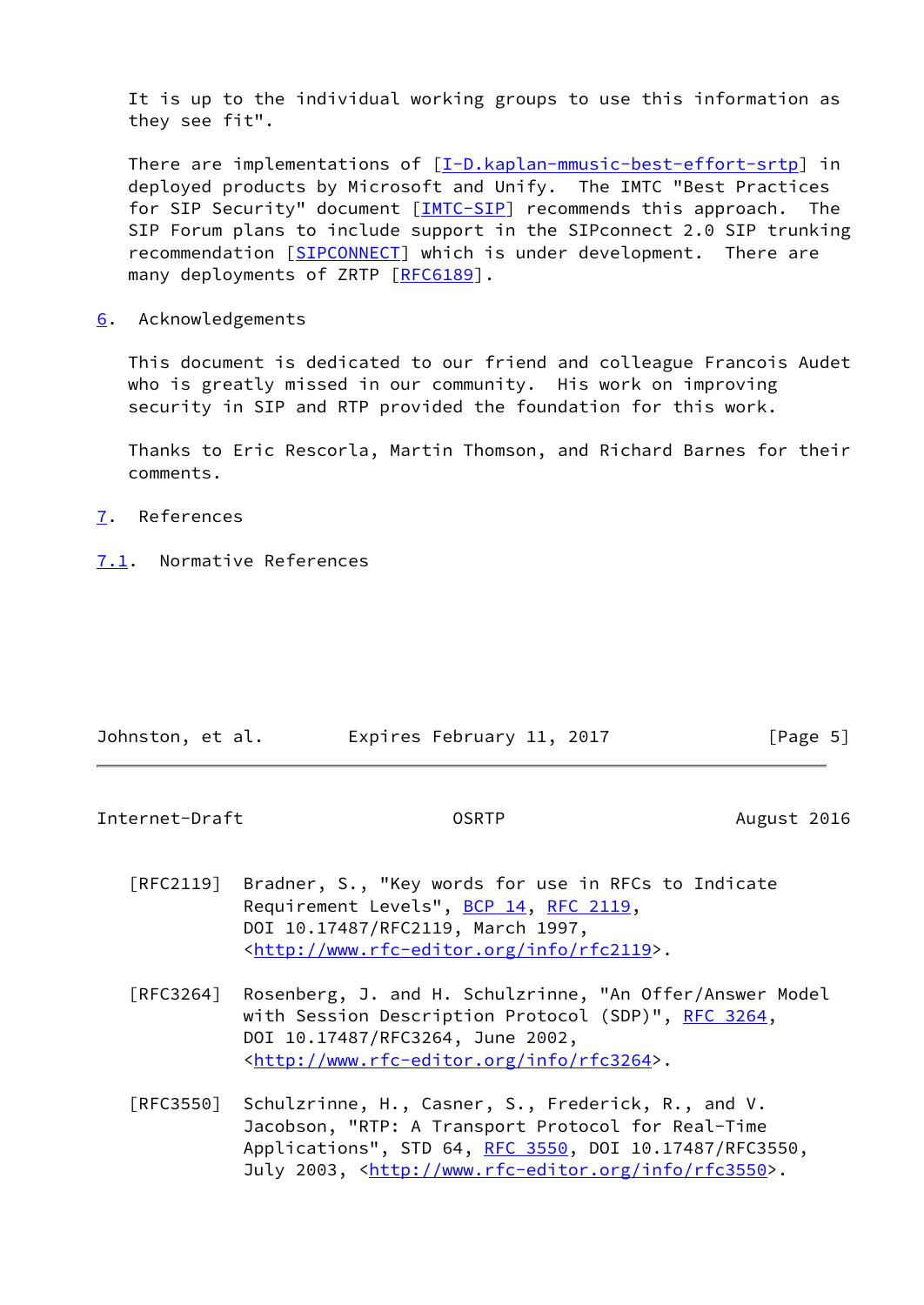It is up to the individual working groups to use this information as they see fit".

There are implementations of [I-D.kaplan-mmusic-best-effort-srtp] in deployed products by Microsoft and Unify. The IMTC "Best Practices for SIP Security" document [IMTC-SIP] recommends this approach. The SIP Forum plans to include support in the SIPconnect 2.0 SIP trunking recommendation [SIPCONNECT] which is under development. There are many deployments of ZRTP [RFC6189].

## 6. Acknowledgements

This document is dedicated to our friend and colleague Francois Audet who is greatly missed in our community. His work on improving security in SIP and RTP provided the foundation for this work.

Thanks to Eric Rescorla, Martin Thomson, and Richard Barnes for their comments.

## 7. References

### 7.1. Normative References

[RFC2119] Bradner, S., "Key words for use in RFCs to Indicate Requirement Levels", BCP 14, RFC 2119, DOI 10.17487/RFC2119, March 1997, <http://www.rfc-editor.org/info/rfc2119>.

[RFC3264] Rosenberg, J. and H. Schulzrinne, "An Offer/Answer Model with Session Description Protocol (SDP)", RFC 3264, DOI 10.17487/RFC3264, June 2002, <http://www.rfc-editor.org/info/rfc3264>.

[RFC3550] Schulzrinne, H., Casner, S., Frederick, R., and V. Jacobson, "RTP: A Transport Protocol for Real-Time Applications", STD 64, RFC 3550, DOI 10.17487/RFC3550, July 2003, <http://www.rfc-editor.org/info/rfc3550>.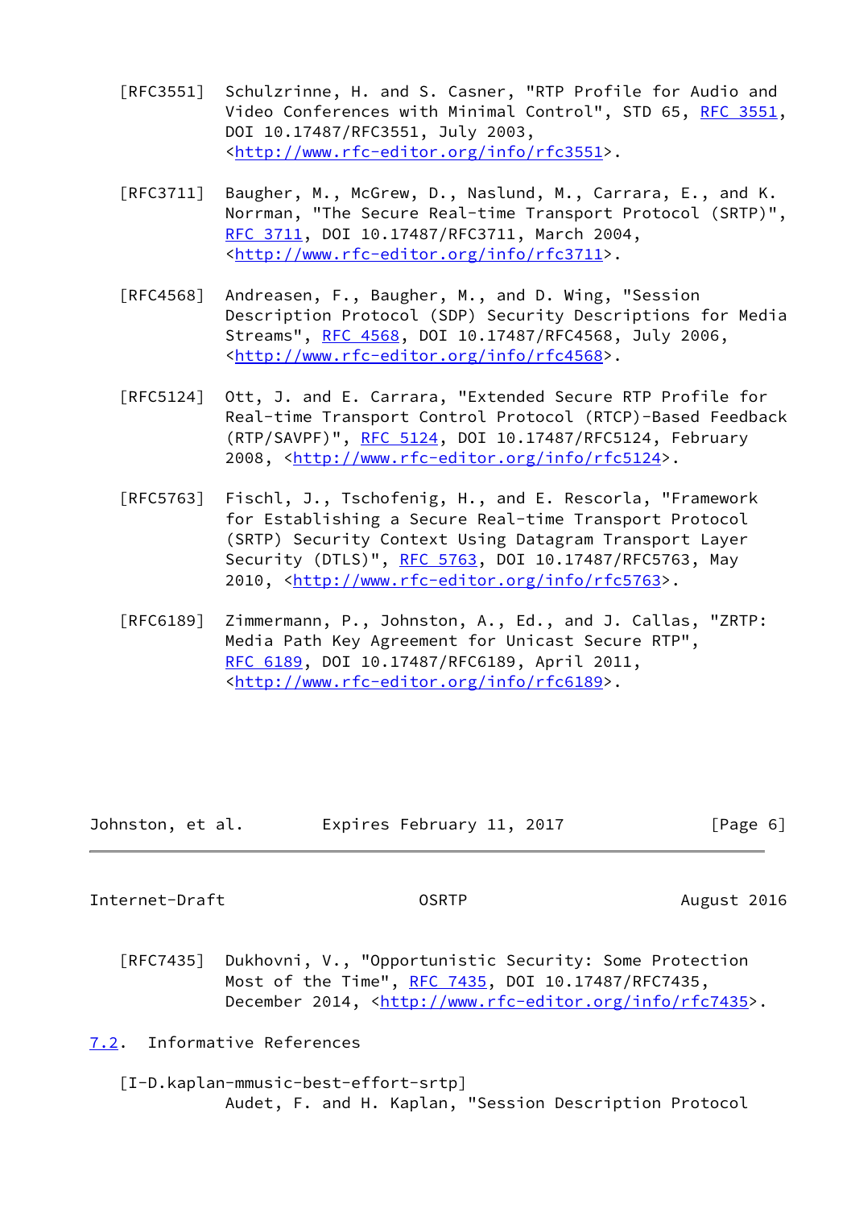[RFC3551] Schulzrinne, H. and S. Casner, "RTP Profile for Audio and Video Conferences with Minimal Control", STD 65, RFC 3551, DOI 10.17487/RFC3551, July 2003, <http://www.rfc-editor.org/info/rfc3551>.

[RFC3711] Baugher, M., McGrew, D., Naslund, M., Carrara, E., and K. Norrman, "The Secure Real-time Transport Protocol (SRTP)", RFC 3711, DOI 10.17487/RFC3711, March 2004, <http://www.rfc-editor.org/info/rfc3711>.

[RFC4568] Andreasen, F., Baugher, M., and D. Wing, "Session Description Protocol (SDP) Security Descriptions for Media Streams", RFC 4568, DOI 10.17487/RFC4568, July 2006, <http://www.rfc-editor.org/info/rfc4568>.

[RFC5124] Ott, J. and E. Carrara, "Extended Secure RTP Profile for Real-time Transport Control Protocol (RTCP)-Based Feedback (RTP/SAVPF)", RFC 5124, DOI 10.17487/RFC5124, February 2008, <http://www.rfc-editor.org/info/rfc5124>.

[RFC5763] Fischl, J., Tschofenig, H., and E. Rescorla, "Framework for Establishing a Secure Real-time Transport Protocol (SRTP) Security Context Using Datagram Transport Layer Security (DTLS)", RFC 5763, DOI 10.17487/RFC5763, May 2010, <http://www.rfc-editor.org/info/rfc5763>.

[RFC6189] Zimmermann, P., Johnston, A., Ed., and J. Callas, "ZRTP: Media Path Key Agreement for Unicast Secure RTP", RFC 6189, DOI 10.17487/RFC6189, April 2011, <http://www.rfc-editor.org/info/rfc6189>.

[RFC7435] Dukhovni, V., "Opportunistic Security: Some Protection Most of the Time", RFC 7435, DOI 10.17487/RFC7435, December 2014, <http://www.rfc-editor.org/info/rfc7435>.

## 7.2. Informative References

[I-D.kaplan-mmusic-best-effort-srtp]
Audet, F. and H. Kaplan, "Session Description Protocol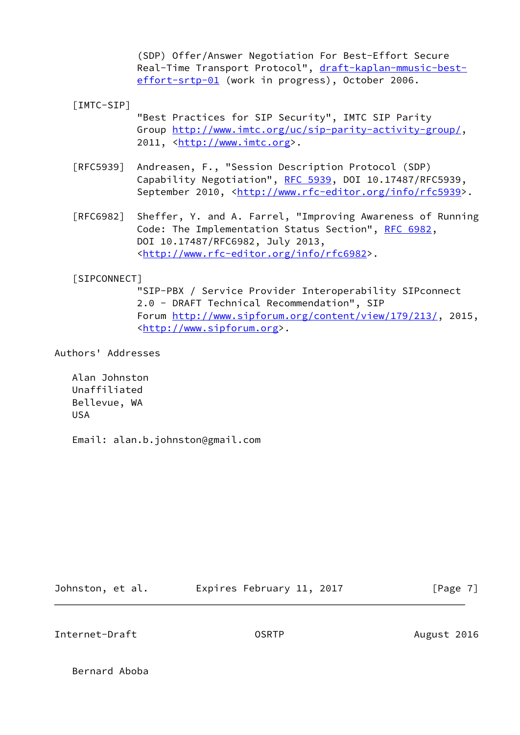(SDP) Offer/Answer Negotiation For Best-Effort Secure Real-Time Transport Protocol", draft-kaplan-mmusic-best-effort-srtp-01 (work in progress), October 2006.

[IMTC-SIP]
"Best Practices for SIP Security", IMTC SIP Parity Group http://www.imtc.org/uc/sip-parity-activity-group/, 2011, <http://www.imtc.org>.

[RFC5939] Andreasen, F., "Session Description Protocol (SDP) Capability Negotiation", RFC 5939, DOI 10.17487/RFC5939, September 2010, <http://www.rfc-editor.org/info/rfc5939>.

[RFC6982] Sheffer, Y. and A. Farrel, "Improving Awareness of Running Code: The Implementation Status Section", RFC 6982, DOI 10.17487/RFC6982, July 2013, <http://www.rfc-editor.org/info/rfc6982>.

[SIPCONNECT]
"SIP-PBX / Service Provider Interoperability SIPconnect 2.0 - DRAFT Technical Recommendation", SIP Forum http://www.sipforum.org/content/view/179/213/, 2015, <http://www.sipforum.org>.

## Authors' Addresses

Alan Johnston
Unaffiliated
Bellevue, WA
USA

Email: alan.b.johnston@gmail.com

Bernard Aboba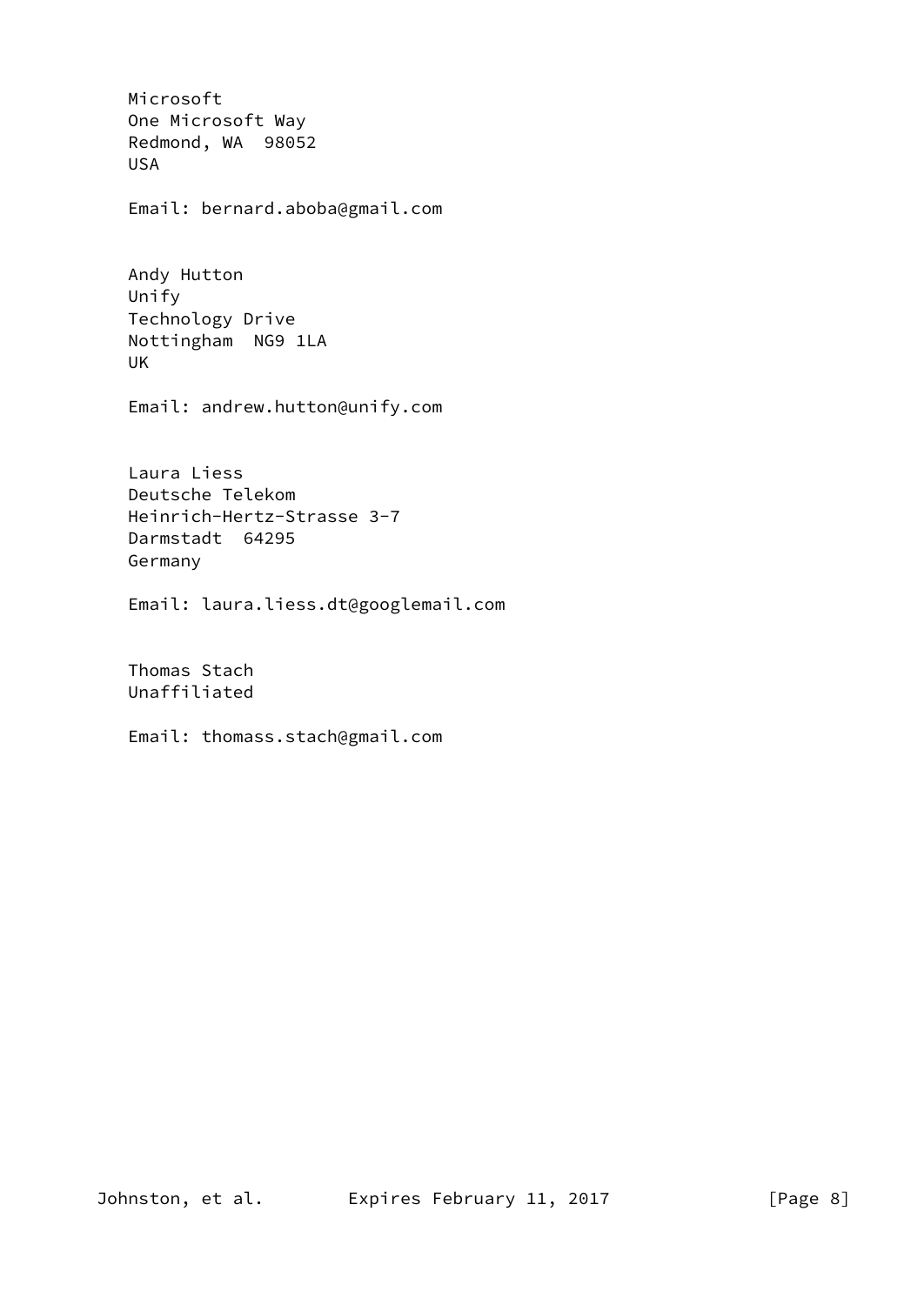Microsoft
One Microsoft Way
Redmond, WA  98052
USA

Email: bernard.aboba@gmail.com

Andy Hutton
Unify
Technology Drive
Nottingham  NG9 1LA
UK

Email: andrew.hutton@unify.com

Laura Liess
Deutsche Telekom
Heinrich-Hertz-Strasse 3-7
Darmstadt  64295
Germany

Email: laura.liess.dt@googlemail.com

Thomas Stach
Unaffiliated

Email: thomass.stach@gmail.com